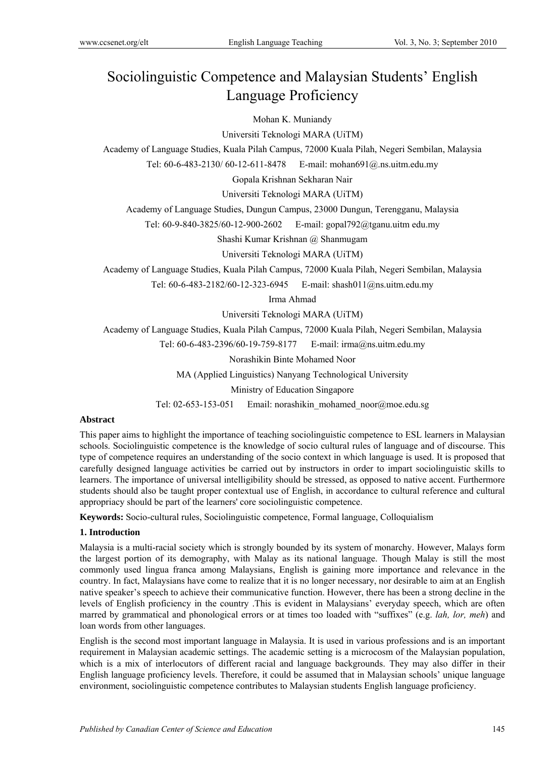# Sociolinguistic Competence and Malaysian Students' English Language Proficiency

Mohan K. Muniandy

Universiti Teknologi MARA (UiTM)

Academy of Language Studies, Kuala Pilah Campus, 72000 Kuala Pilah, Negeri Sembilan, Malaysia

Tel: 60-6-483-2130/ 60-12-611-8478 E-mail: mohan691@.ns.uitm.edu.my

Gopala Krishnan Sekharan Nair

Universiti Teknologi MARA (UiTM)

Academy of Language Studies, Dungun Campus, 23000 Dungun, Terengganu, Malaysia

Tel: 60-9-840-3825/60-12-900-2602 E-mail: gopal792@tganu.uitm edu.my

Shashi Kumar Krishnan @ Shanmugam

Universiti Teknologi MARA (UiTM)

Academy of Language Studies, Kuala Pilah Campus, 72000 Kuala Pilah, Negeri Sembilan, Malaysia

Tel: 60-6-483-2182/60-12-323-6945 E-mail: shash011@ns.uitm.edu.my

Irma Ahmad

Universiti Teknologi MARA (UiTM)

Academy of Language Studies, Kuala Pilah Campus, 72000 Kuala Pilah, Negeri Sembilan, Malaysia

Tel: 60-6-483-2396/60-19-759-8177 E-mail: irma@ns.uitm.edu.my

Norashikin Binte Mohamed Noor

MA (Applied Linguistics) Nanyang Technological University

Ministry of Education Singapore

Tel: 02-653-153-051 Email: norashikin_mohamed_noor@moe.edu.sg

**Abstract**

This paper aims to highlight the importance of teaching sociolinguistic competence to ESL learners in Malaysian schools. Sociolinguistic competence is the knowledge of socio cultural rules of language and of discourse. This type of competence requires an understanding of the socio context in which language is used. It is proposed that carefully designed language activities be carried out by instructors in order to impart sociolinguistic skills to learners. The importance of universal intelligibility should be stressed, as opposed to native accent. Furthermore students should also be taught proper contextual use of English, in accordance to cultural reference and cultural appropriacy should be part of the learners' core sociolinguistic competence.

**Keywords:** Socio-cultural rules, Sociolinguistic competence, Formal language, Colloquialism

## 1. Introduction

Malaysia is a multi-racial society which is strongly bounded by its system of monarchy. However, Malays form the largest portion of its demography, with Malay as its national language. Though Malay is still the most commonly used lingua franca among Malaysians, English is gaining more importance and relevance in the country. In fact, Malaysians have come to realize that it is no longer necessary, nor desirable to aim at an English native speaker's speech to achieve their communicative function. However, there has been a strong decline in the levels of English proficiency in the country .This is evident in Malaysians' everyday speech, which are often marred by grammatical and phonological errors or at times too loaded with "suffixes" (e.g. *lah, lor, meh*) and loan words from other languages.

English is the second most important language in Malaysia. It is used in various professions and is an important requirement in Malaysian academic settings. The academic setting is a microcosm of the Malaysian population, which is a mix of interlocutors of different racial and language backgrounds. They may also differ in their English language proficiency levels. Therefore, it could be assumed that in Malaysian schools' unique language environment, sociolinguistic competence contributes to Malaysian students English language proficiency.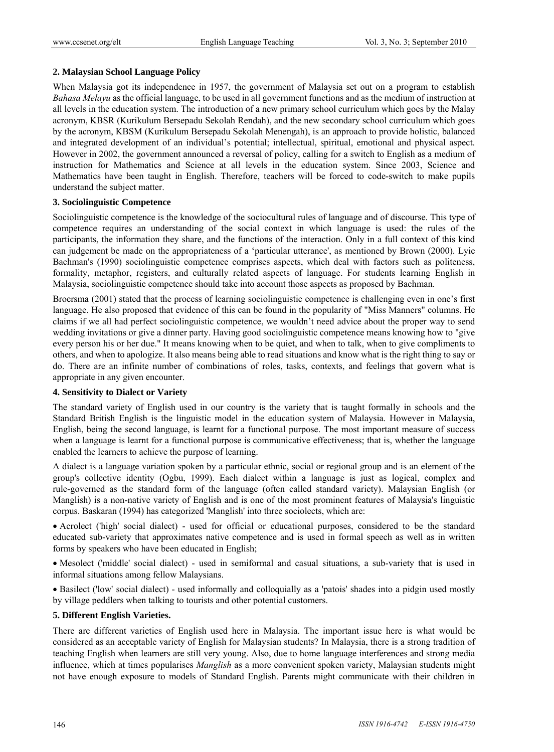## 2. Malaysian School Language Policy

When Malaysia got its independence in 1957, the government of Malaysia set out on a program to establish *Bahasa Melayu* as the official language, to be used in all government functions and as the medium of instruction at all levels in the education system. The introduction of a new primary school curriculum which goes by the Malay acronym, KBSR (Kurikulum Bersepadu Sekolah Rendah), and the new secondary school curriculum which goes by the acronym, KBSM (Kurikulum Bersepadu Sekolah Menengah), is an approach to provide holistic, balanced and integrated development of an individual's potential; intellectual, spiritual, emotional and physical aspect. However in 2002, the government announced a reversal of policy, calling for a switch to English as a medium of instruction for Mathematics and Science at all levels in the education system. Since 2003, Science and Mathematics have been taught in English. Therefore, teachers will be forced to code-switch to make pupils understand the subject matter.

## 3. Sociolinguistic Competence

Sociolinguistic competence is the knowledge of the sociocultural rules of language and of discourse. This type of competence requires an understanding of the social context in which language is used: the rules of the participants, the information they share, and the functions of the interaction. Only in a full context of this kind can judgement be made on the appropriateness of a 'particular utterance', as mentioned by Brown (2000). Lyie Bachman's (1990) sociolinguistic competence comprises aspects, which deal with factors such as politeness, formality, metaphor, registers, and culturally related aspects of language. For students learning English in Malaysia, sociolinguistic competence should take into account those aspects as proposed by Bachman.

Broersma (2001) stated that the process of learning sociolinguistic competence is challenging even in one's first language. He also proposed that evidence of this can be found in the popularity of "Miss Manners" columns. He claims if we all had perfect sociolinguistic competence, we wouldn't need advice about the proper way to send wedding invitations or give a dinner party. Having good sociolinguistic competence means knowing how to "give every person his or her due." It means knowing when to be quiet, and when to talk, when to give compliments to others, and when to apologize. It also means being able to read situations and know what is the right thing to say or do. There are an infinite number of combinations of roles, tasks, contexts, and feelings that govern what is appropriate in any given encounter.

## 4. Sensitivity to Dialect or Variety

The standard variety of English used in our country is the variety that is taught formally in schools and the Standard British English is the linguistic model in the education system of Malaysia. However in Malaysia, English, being the second language, is learnt for a functional purpose. The most important measure of success when a language is learnt for a functional purpose is communicative effectiveness; that is, whether the language enabled the learners to achieve the purpose of learning.

A dialect is a language variation spoken by a particular ethnic, social or regional group and is an element of the group's collective identity (Ogbu, 1999). Each dialect within a language is just as logical, complex and rule-governed as the standard form of the language (often called standard variety). Malaysian English (or Manglish) is a non-native variety of English and is one of the most prominent features of Malaysia's linguistic corpus. Baskaran (1994) has categorized 'Manglish' into three sociolects, which are:

- Acrolect ('high' social dialect) - used for official or educational purposes, considered to be the standard educated sub-variety that approximates native competence and is used in formal speech as well as in written forms by speakers who have been educated in English;
- Mesolect ('middle' social dialect) - used in semiformal and casual situations, a sub-variety that is used in informal situations among fellow Malaysians.
- Basilect ('low' social dialect) - used informally and colloquially as a 'patois' shades into a pidgin used mostly by village peddlers when talking to tourists and other potential customers.

## 5. Different English Varieties.

There are different varieties of English used here in Malaysia. The important issue here is what would be considered as an acceptable variety of English for Malaysian students? In Malaysia, there is a strong tradition of teaching English when learners are still very young. Also, due to home language interferences and strong media influence, which at times popularises *Manglish* as a more convenient spoken variety, Malaysian students might not have enough exposure to models of Standard English. Parents might communicate with their children in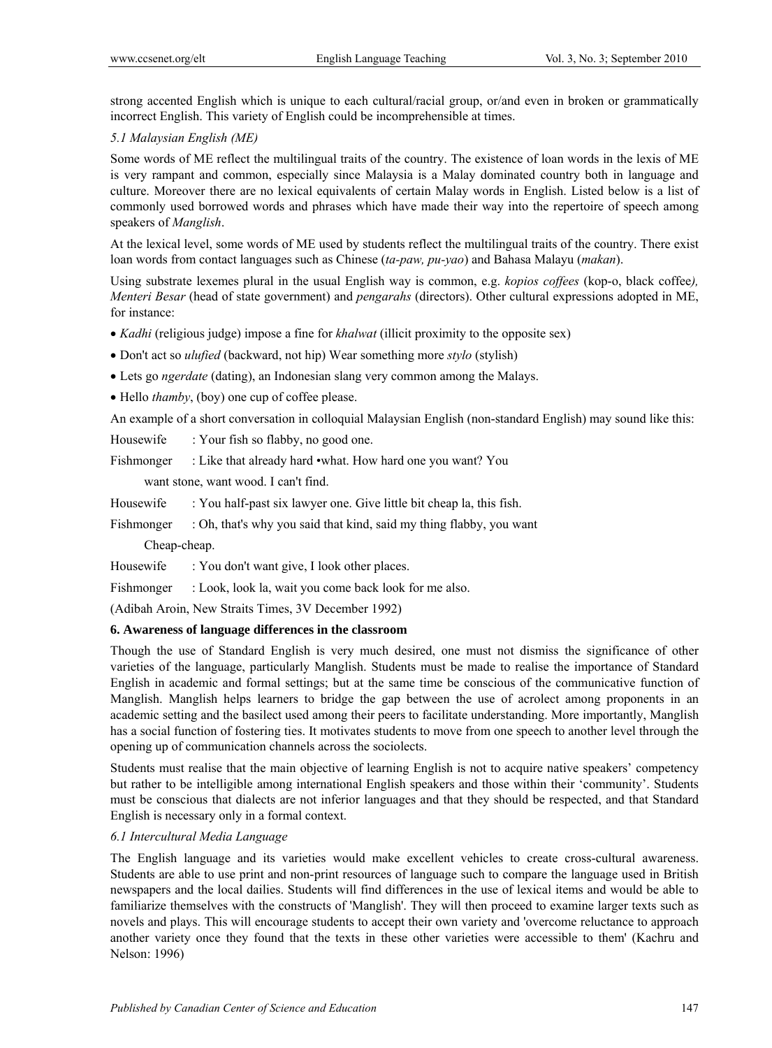strong accented English which is unique to each cultural/racial group, or/and even in broken or grammatically incorrect English. This variety of English could be incomprehensible at times.

### *5.1 Malaysian English (ME)*

Some words of ME reflect the multilingual traits of the country. The existence of loan words in the lexis of ME is very rampant and common, especially since Malaysia is a Malay dominated country both in language and culture. Moreover there are no lexical equivalents of certain Malay words in English. Listed below is a list of commonly used borrowed words and phrases which have made their way into the repertoire of speech among speakers of *Manglish*.

At the lexical level, some words of ME used by students reflect the multilingual traits of the country. There exist loan words from contact languages such as Chinese (*ta-paw, pu-yao*) and Bahasa Malayu (*makan*).

Using substrate lexemes plural in the usual English way is common, e.g. *kopios coffees* (kop-o, black coffee*), Menteri Besar* (head of state government) and *pengarahs* (directors). Other cultural expressions adopted in ME, for instance:

- *Kadhi* (religious judge) impose a fine for *khalwat* (illicit proximity to the opposite sex)
- Don't act so *ulufied* (backward, not hip) Wear something more *stylo* (stylish)
- Lets go *ngerdate* (dating), an Indonesian slang very common among the Malays.
- Hello *thamby*, (boy) one cup of coffee please.

An example of a short conversation in colloquial Malaysian English (non-standard English) may sound like this:

Housewife : Your fish so flabby, no good one.

Fishmonger : Like that already hard •what. How hard one you want? You want stone, want wood. I can't find.

Housewife : You half-past six lawyer one. Give little bit cheap la, this fish.

Fishmonger : Oh, that's why you said that kind, said my thing flabby, you want Cheap-cheap.

Housewife : You don't want give, I look other places.

Fishmonger : Look, look la, wait you come back look for me also.

(Adibah Aroin, New Straits Times, 3V December 1992)

## 6. Awareness of language differences in the classroom

Though the use of Standard English is very much desired, one must not dismiss the significance of other varieties of the language, particularly Manglish. Students must be made to realise the importance of Standard English in academic and formal settings; but at the same time be conscious of the communicative function of Manglish. Manglish helps learners to bridge the gap between the use of acrolect among proponents in an academic setting and the basilect used among their peers to facilitate understanding. More importantly, Manglish has a social function of fostering ties. It motivates students to move from one speech to another level through the opening up of communication channels across the sociolects.

Students must realise that the main objective of learning English is not to acquire native speakers' competency but rather to be intelligible among international English speakers and those within their 'community'. Students must be conscious that dialects are not inferior languages and that they should be respected, and that Standard English is necessary only in a formal context.

### *6.1 Intercultural Media Language*

The English language and its varieties would make excellent vehicles to create cross-cultural awareness. Students are able to use print and non-print resources of language such to compare the language used in British newspapers and the local dailies. Students will find differences in the use of lexical items and would be able to familiarize themselves with the constructs of 'Manglish'. They will then proceed to examine larger texts such as novels and plays. This will encourage students to accept their own variety and 'overcome reluctance to approach another variety once they found that the texts in these other varieties were accessible to them' (Kachru and Nelson: 1996)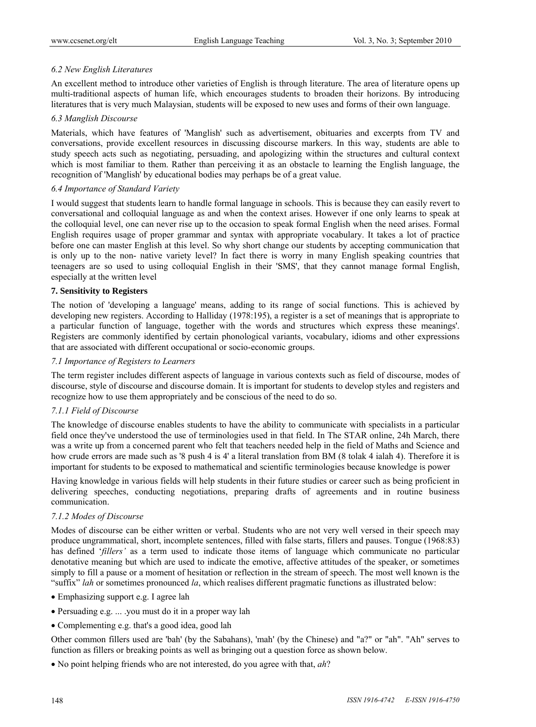### 6.2 New English Literatures

An excellent method to introduce other varieties of English is through literature. The area of literature opens up multi-traditional aspects of human life, which encourages students to broaden their horizons. By introducing literatures that is very much Malaysian, students will be exposed to new uses and forms of their own language.

### 6.3 Manglish Discourse

Materials, which have features of 'Manglish' such as advertisement, obituaries and excerpts from TV and conversations, provide excellent resources in discussing discourse markers. In this way, students are able to study speech acts such as negotiating, persuading, and apologizing within the structures and cultural context which is most familiar to them. Rather than perceiving it as an obstacle to learning the English language, the recognition of 'Manglish' by educational bodies may perhaps be of a great value.

### 6.4 Importance of Standard Variety

I would suggest that students learn to handle formal language in schools. This is because they can easily revert to conversational and colloquial language as and when the context arises. However if one only learns to speak at the colloquial level, one can never rise up to the occasion to speak formal English when the need arises. Formal English requires usage of proper grammar and syntax with appropriate vocabulary. It takes a lot of practice before one can master English at this level. So why short change our students by accepting communication that is only up to the non- native variety level? In fact there is worry in many English speaking countries that teenagers are so used to using colloquial English in their 'SMS', that they cannot manage formal English, especially at the written level

## 7. Sensitivity to Registers

The notion of 'developing a language' means, adding to its range of social functions. This is achieved by developing new registers. According to Halliday (1978:195), a register is a set of meanings that is appropriate to a particular function of language, together with the words and structures which express these meanings'. Registers are commonly identified by certain phonological variants, vocabulary, idioms and other expressions that are associated with different occupational or socio-economic groups.

### 7.1 Importance of Registers to Learners

The term register includes different aspects of language in various contexts such as field of discourse, modes of discourse, style of discourse and discourse domain. It is important for students to develop styles and registers and recognize how to use them appropriately and be conscious of the need to do so.

#### 7.1.1 Field of Discourse

The knowledge of discourse enables students to have the ability to communicate with specialists in a particular field once they've understood the use of terminologies used in that field. In The STAR online, 24h March, there was a write up from a concerned parent who felt that teachers needed help in the field of Maths and Science and how crude errors are made such as '8 push 4 is 4' a literal translation from BM (8 tolak 4 ialah 4). Therefore it is important for students to be exposed to mathematical and scientific terminologies because knowledge is power

Having knowledge in various fields will help students in their future studies or career such as being proficient in delivering speeches, conducting negotiations, preparing drafts of agreements and in routine business communication.

#### 7.1.2 Modes of Discourse

Modes of discourse can be either written or verbal. Students who are not very well versed in their speech may produce ungrammatical, short, incomplete sentences, filled with false starts, fillers and pauses. Tongue (1968:83) has defined '*fillers'* as a term used to indicate those items of language which communicate no particular denotative meaning but which are used to indicate the emotive, affective attitudes of the speaker, or sometimes simply to fill a pause or a moment of hesitation or reflection in the stream of speech. The most well known is the "suffix" *lah* or sometimes pronounced *la*, which realises different pragmatic functions as illustrated below:

- Emphasizing support e.g. I agree lah
- Persuading e.g. ... .you must do it in a proper way lah
- Complementing e.g. that's a good idea, good lah

Other common fillers used are 'bah' (by the Sabahans), 'mah' (by the Chinese) and "a?" or "ah". "Ah" serves to function as fillers or breaking points as well as bringing out a question force as shown below.

- No point helping friends who are not interested, do you agree with that, *ah*?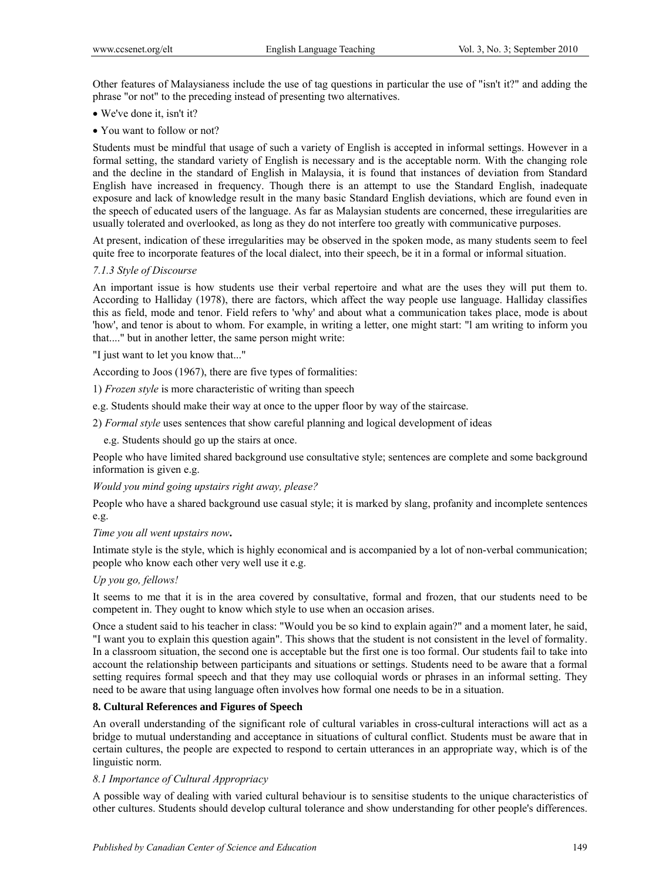Other features of Malaysianess include the use of tag questions in particular the use of "isn't it?" and adding the phrase "or not" to the preceding instead of presenting two alternatives.

- We've done it, isn't it?
- You want to follow or not?

Students must be mindful that usage of such a variety of English is accepted in informal settings. However in a formal setting, the standard variety of English is necessary and is the acceptable norm. With the changing role and the decline in the standard of English in Malaysia, it is found that instances of deviation from Standard English have increased in frequency. Though there is an attempt to use the Standard English, inadequate exposure and lack of knowledge result in the many basic Standard English deviations, which are found even in the speech of educated users of the language. As far as Malaysian students are concerned, these irregularities are usually tolerated and overlooked, as long as they do not interfere too greatly with communicative purposes.

At present, indication of these irregularities may be observed in the spoken mode, as many students seem to feel quite free to incorporate features of the local dialect, into their speech, be it in a formal or informal situation.

*7.1.3 Style of Discourse*

An important issue is how students use their verbal repertoire and what are the uses they will put them to. According to Halliday (1978), there are factors, which affect the way people use language. Halliday classifies this as field, mode and tenor. Field refers to 'why' and about what a communication takes place, mode is about 'how', and tenor is about to whom. For example, in writing a letter, one might start: "l am writing to inform you that...." but in another letter, the same person might write:

"I just want to let you know that..."

According to Joos (1967), there are five types of formalities:

1) *Frozen style* is more characteristic of writing than speech

e.g. Students should make their way at once to the upper floor by way of the staircase.

2) *Formal style* uses sentences that show careful planning and logical development of ideas

e.g. Students should go up the stairs at once.

People who have limited shared background use consultative style; sentences are complete and some background information is given e.g.

*Would you mind going upstairs right away, please?*

People who have a shared background use casual style; it is marked by slang, profanity and incomplete sentences e.g.

*Time you all went upstairs now***.**

Intimate style is the style, which is highly economical and is accompanied by a lot of non-verbal communication; people who know each other very well use it e.g.

*Up you go, fellows!*

It seems to me that it is in the area covered by consultative, formal and frozen, that our students need to be competent in. They ought to know which style to use when an occasion arises.

Once a student said to his teacher in class: "Would you be so kind to explain again?" and a moment later, he said, "I want you to explain this question again". This shows that the student is not consistent in the level of formality. In a classroom situation, the second one is acceptable but the first one is too formal. Our students fail to take into account the relationship between participants and situations or settings. Students need to be aware that a formal setting requires formal speech and that they may use colloquial words or phrases in an informal setting. They need to be aware that using language often involves how formal one needs to be in a situation.

## 8. Cultural References and Figures of Speech

An overall understanding of the significant role of cultural variables in cross-cultural interactions will act as a bridge to mutual understanding and acceptance in situations of cultural conflict. Students must be aware that in certain cultures, the people are expected to respond to certain utterances in an appropriate way, which is of the linguistic norm.

*8.1 Importance of Cultural Appropriacy*

A possible way of dealing with varied cultural behaviour is to sensitise students to the unique characteristics of other cultures. Students should develop cultural tolerance and show understanding for other people's differences.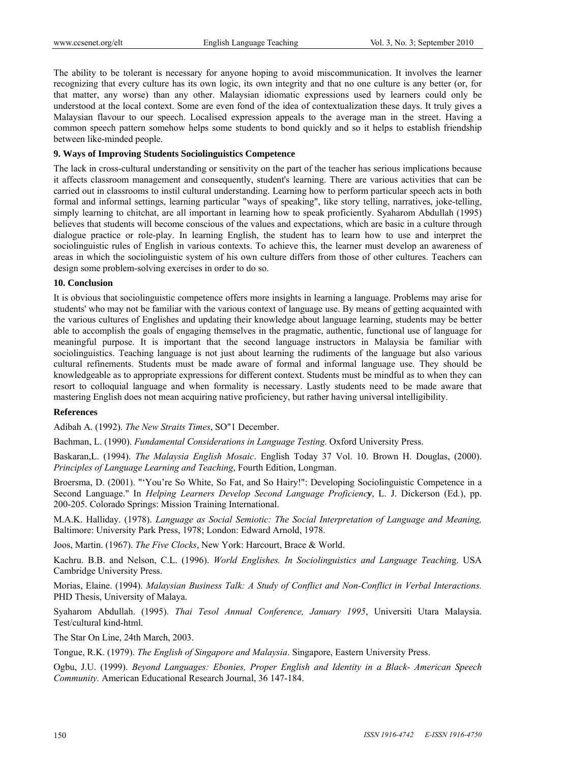The ability to be tolerant is necessary for anyone hoping to avoid miscommunication. It involves the learner recognizing that every culture has its own logic, its own integrity and that no one culture is any better (or, for that matter, any worse) than any other. Malaysian idiomatic expressions used by learners could only be understood at the local context. Some are even fond of the idea of contextualization these days. It truly gives a Malaysian flavour to our speech. Localised expression appeals to the average man in the street. Having a common speech pattern somehow helps some students to bond quickly and so it helps to establish friendship between like-minded people.

## 9. Ways of Improving Students Sociolinguistics Competence

The lack in cross-cultural understanding or sensitivity on the part of the teacher has serious implications because it affects classroom management and consequently, student's learning. There are various activities that can be carried out in classrooms to instil cultural understanding. Learning how to perform particular speech acts in both formal and informal settings, learning particular "ways of speaking", like story telling, narratives, joke-telling, simply learning to chitchat, are all important in learning how to speak proficiently. Syaharom Abdullah (1995) believes that students will become conscious of the values and expectations, which are basic in a culture through dialogue practice or role-play. In learning English, the student has to learn how to use and interpret the sociolinguistic rules of English in various contexts. To achieve this, the learner must develop an awareness of areas in which the sociolinguistic system of his own culture differs from those of other cultures. Teachers can design some problem-solving exercises in order to do so.

## 10. Conclusion

It is obvious that sociolinguistic competence offers more insights in learning a language. Problems may arise for students' who may not be familiar with the various context of language use. By means of getting acquainted with the various cultures of Englishes and updating their knowledge about language learning, students may be better able to accomplish the goals of engaging themselves in the pragmatic, authentic, functional use of language for meaningful purpose. It is important that the second language instructors in Malaysia be familiar with sociolinguistics. Teaching language is not just about learning the rudiments of the language but also various cultural refinements. Students must be made aware of formal and informal language use. They should be knowledgeable as to appropriate expressions for different context. Students must be mindful as to when they can resort to colloquial language and when formality is necessary. Lastly students need to be made aware that mastering English does not mean acquiring native proficiency, but rather having universal intelligibility.

## References

Adibah A. (1992). *The New Straits Times*, SO"1 December.

Bachman, L. (1990). *Fundamental Considerations in Language Testing.* Oxford University Press.

Baskaran,L. (1994). *The Malaysia English Mosaic*. English Today 37 Vol. 10. Brown H. Douglas, (2000). *Principles of Language Learning and Teaching*, Fourth Edition, Longman.

Broersma, D. (2001). "'You're So White, So Fat, and So Hairy!": Developing Sociolinguistic Competence in a Second Language." In *Helping Learners Develop Second Language Proficiency*, L. J. Dickerson (Ed.), pp. 200-205. Colorado Springs: Mission Training International.

M.A.K. Halliday. (1978). *Language as Social Semiotic: The Social Interpretation of Language and Meaning,* Baltimore: University Park Press, 1978; London: Edward Arnold, 1978.

Joos, Martin. (1967). *The Five Clocks*, New York: Harcourt, Brace & World.

Kachru. B.B. and Nelson, C.L. (1996). *World Englishes. In Sociolinguistics and Language Teaching*. USA Cambridge University Press.

Morias, Elaine. (1994). *Malaysian Business Talk: A Study of Conflict and Non-Conflict in Verbal Interactions.* PHD Thesis, University of Malaya.

Syaharom Abdullah. (1995). *Thai Tesol Annual Conference, January 1995*, Universiti Utara Malaysia. Test/cultural kind-html.

The Star On Line, 24th March, 2003.

Tongue, R.K. (1979). *The English of Singapore and Malaysia*. Singapore, Eastern University Press.

Ogbu, J.U. (1999). *Beyond Languages: Ebonies, Proper English and Identity in a Black- American Speech Community.* American Educational Research Journal, 36 147-184.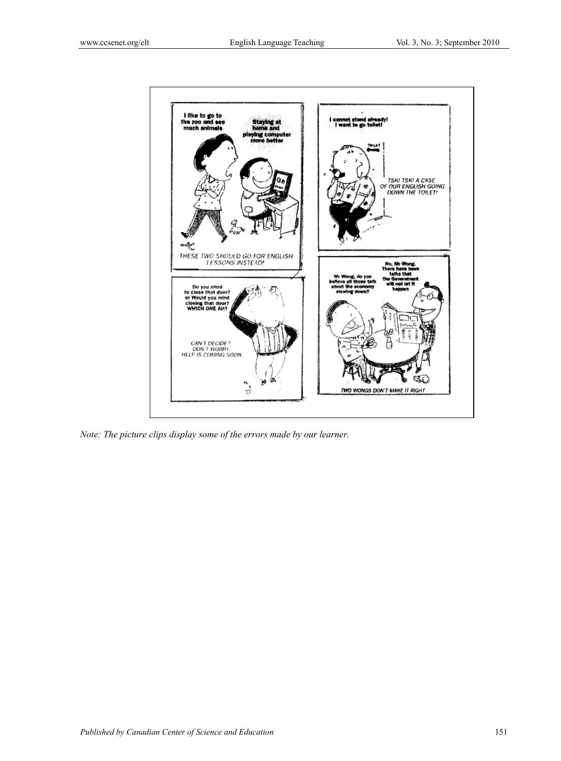*Note: The picture clips display some of the errors made by our learner.*